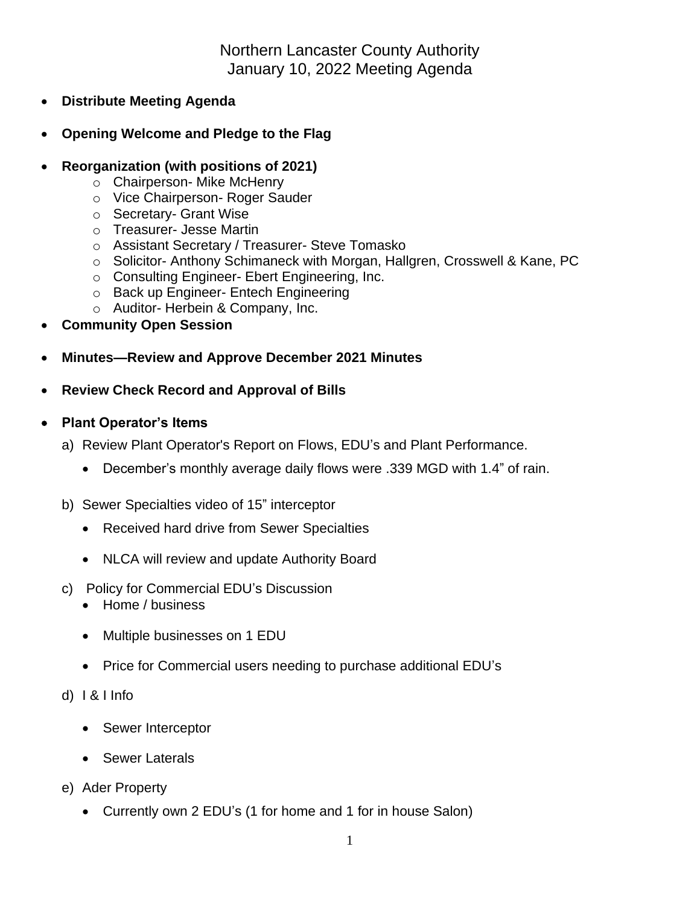# Northern Lancaster County Authority
## January 10, 2022 Meeting Agenda

- **Distribute Meeting Agenda**

- **Opening Welcome and Pledge to the Flag**

- **Reorganization (with positions of 2021)**
  - Chairperson- Mike McHenry
  - Vice Chairperson- Roger Sauder
  - Secretary- Grant Wise
  - Treasurer- Jesse Martin
  - Assistant Secretary / Treasurer- Steve Tomasko
  - Solicitor- Anthony Schimaneck with Morgan, Hallgren, Crosswell & Kane, PC
  - Consulting Engineer- Ebert Engineering, Inc.
  - Back up Engineer- Entech Engineering
  - Auditor- Herbein & Company, Inc.
- **Community Open Session**

- **Minutes—Review and Approve December 2021 Minutes**

- **Review Check Record and Approval of Bills**

- **Plant Operator's Items**

  a) Review Plant Operator's Report on Flows, EDU's and Plant Performance.

  - December's monthly average daily flows were .339 MGD with 1.4" of rain.

  b) Sewer Specialties video of 15" interceptor

  - Received hard drive from Sewer Specialties
  - NLCA will review and update Authority Board

  c) Policy for Commercial EDU's Discussion

  - Home / business
  - Multiple businesses on 1 EDU
  - Price for Commercial users needing to purchase additional EDU's

  d) I & I Info

  - Sewer Interceptor
  - Sewer Laterals

  e) Ader Property

  - Currently own 2 EDU's (1 for home and 1 for in house Salon)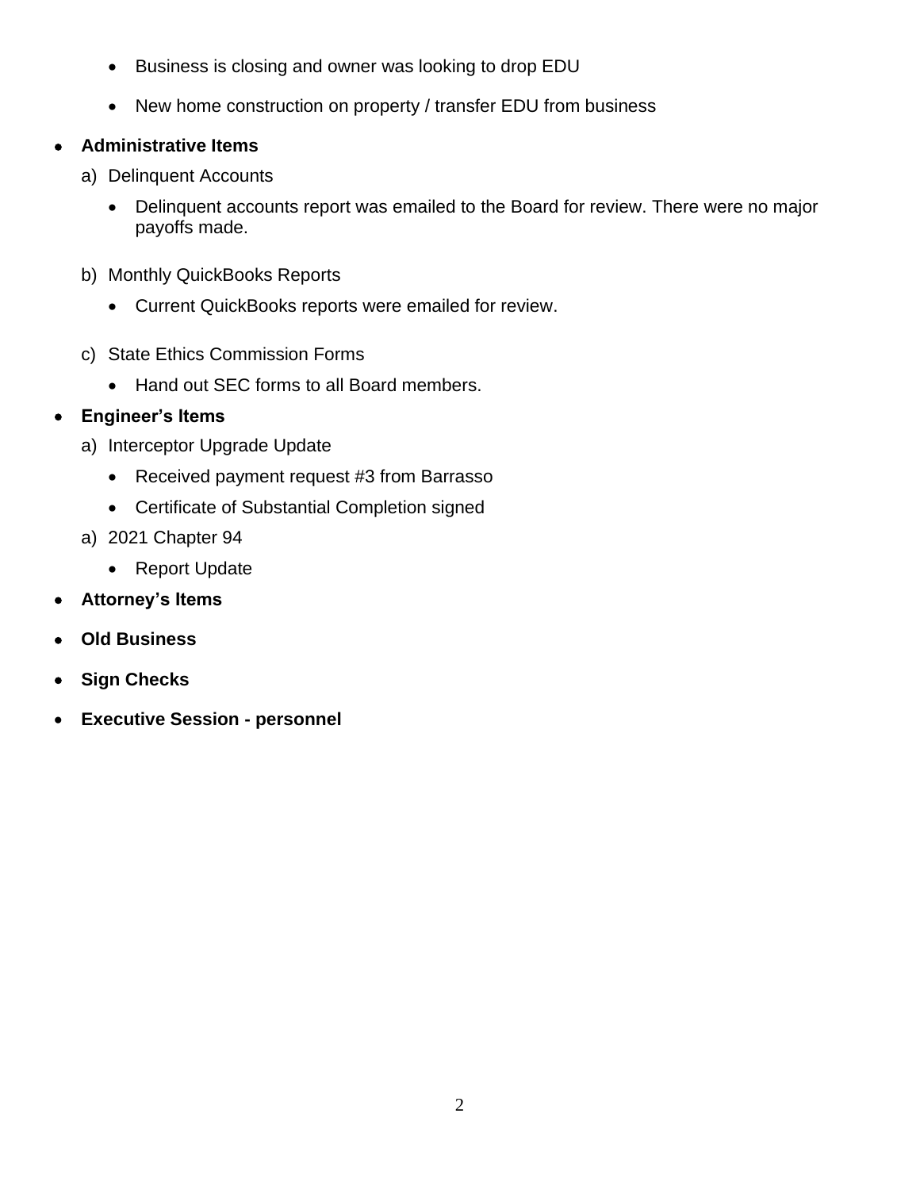- Business is closing and owner was looking to drop EDU
- New home construction on property / transfer EDU from business

- **Administrative Items**

  a) Delinquent Accounts

  - Delinquent accounts report was emailed to the Board for review. There were no major payoffs made.

  b) Monthly QuickBooks Reports

  - Current QuickBooks reports were emailed for review.

  c) State Ethics Commission Forms

  - Hand out SEC forms to all Board members.

- **Engineer's Items**

  a) Interceptor Upgrade Update

  - Received payment request #3 from Barrasso
  - Certificate of Substantial Completion signed

  a) 2021 Chapter 94

  - Report Update

- **Attorney's Items**
- **Old Business**
- **Sign Checks**
- **Executive Session - personnel**